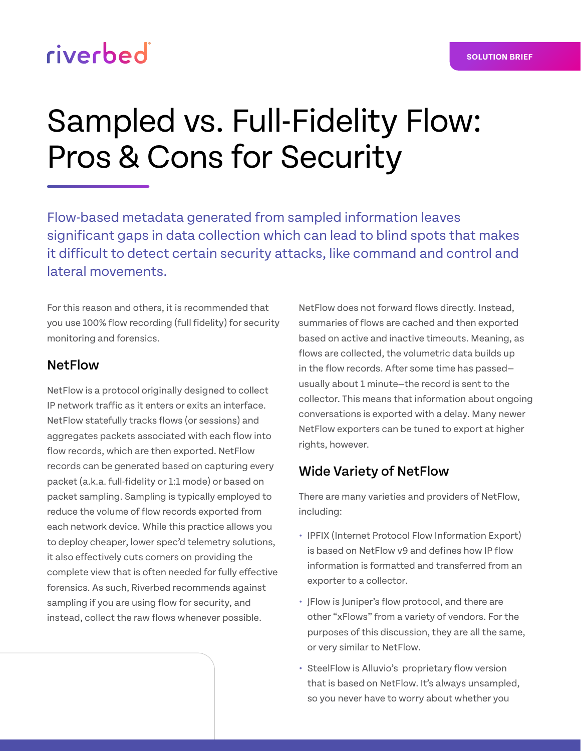riverbed

SOLUTION BRIEF

# Sampled vs. Full-Fidelity Flow: Pros & Cons for Security

Flow-based metadata generated from sampled information leaves significant gaps in data collection which can lead to blind spots that makes it difficult to detect certain security attacks, like command and control and lateral movements.

For this reason and others, it is recommended that you use 100% flow recording (full fidelity) for security monitoring and forensics.

## NetFlow

NetFlow is a protocol originally designed to collect IP network traffic as it enters or exits an interface. NetFlow statefully tracks flows (or sessions) and aggregates packets associated with each flow into flow records, which are then exported. NetFlow records can be generated based on capturing every packet (a.k.a. full-fidelity or 1:1 mode) or based on packet sampling. Sampling is typically employed to reduce the volume of flow records exported from each network device. While this practice allows you to deploy cheaper, lower spec'd telemetry solutions, it also effectively cuts corners on providing the complete view that is often needed for fully effective forensics. As such, Riverbed recommends against sampling if you are using flow for security, and instead, collect the raw flows whenever possible.

NetFlow does not forward flows directly. Instead, summaries of flows are cached and then exported based on active and inactive timeouts. Meaning, as flows are collected, the volumetric data builds up in the flow records. After some time has passed—usually about 1 minute—the record is sent to the collector. This means that information about ongoing conversations is exported with a delay. Many newer NetFlow exporters can be tuned to export at higher rights, however.

## Wide Variety of NetFlow

There are many varieties and providers of NetFlow, including:

- IPFIX (Internet Protocol Flow Information Export) is based on NetFlow v9 and defines how IP flow information is formatted and transferred from an exporter to a collector.
- JFlow is Juniper's flow protocol, and there are other "xFlows" from a variety of vendors. For the purposes of this discussion, they are all the same, or very similar to NetFlow.
- SteelFlow is Alluvio's proprietary flow version that is based on NetFlow. It's always unsampled, so you never have to worry about whether you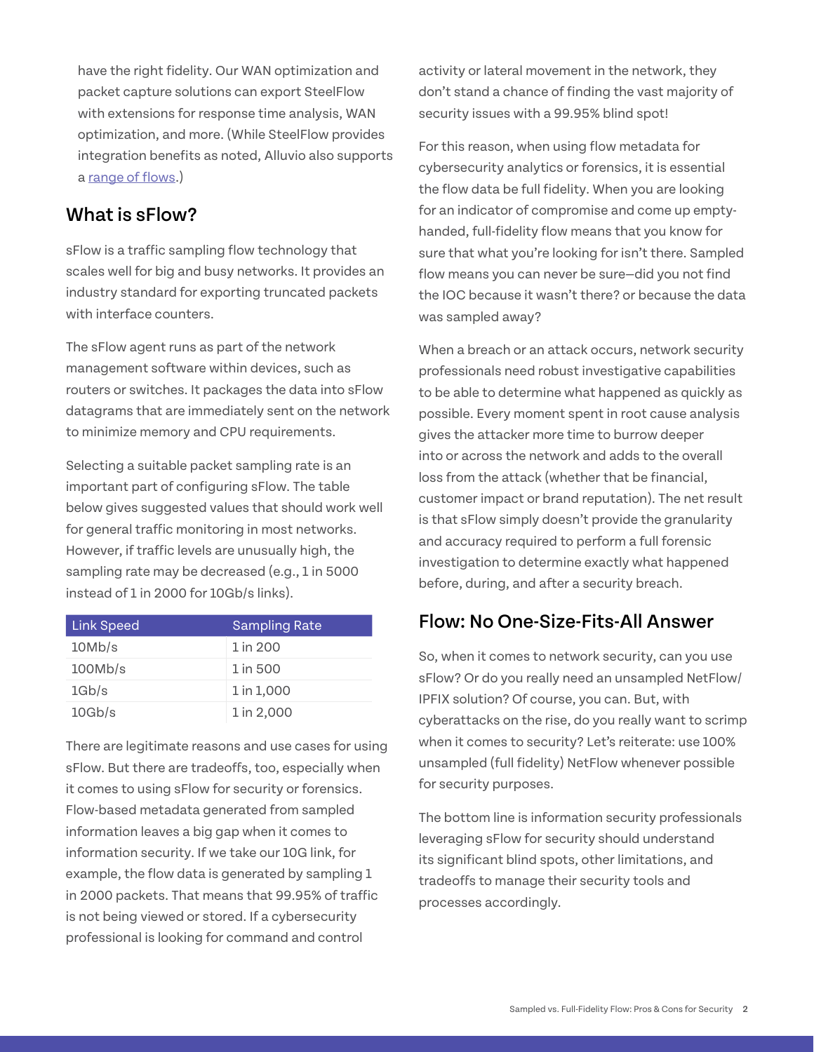have the right fidelity. Our WAN optimization and packet capture solutions can export SteelFlow with extensions for response time analysis, WAN optimization, and more. (While SteelFlow provides integration benefits as noted, Alluvio also supports a range of flows.)

## What is sFlow?

sFlow is a traffic sampling flow technology that scales well for big and busy networks. It provides an industry standard for exporting truncated packets with interface counters.

The sFlow agent runs as part of the network management software within devices, such as routers or switches. It packages the data into sFlow datagrams that are immediately sent on the network to minimize memory and CPU requirements.

Selecting a suitable packet sampling rate is an important part of configuring sFlow. The table below gives suggested values that should work well for general traffic monitoring in most networks. However, if traffic levels are unusually high, the sampling rate may be decreased (e.g., 1 in 5000 instead of 1 in 2000 for 10Gb/s links).

| Link Speed | Sampling Rate |
|---|---|
| 10Mb/s | 1 in 200 |
| 100Mb/s | 1 in 500 |
| 1Gb/s | 1 in 1,000 |
| 10Gb/s | 1 in 2,000 |

There are legitimate reasons and use cases for using sFlow. But there are tradeoffs, too, especially when it comes to using sFlow for security or forensics. Flow-based metadata generated from sampled information leaves a big gap when it comes to information security. If we take our 10G link, for example, the flow data is generated by sampling 1 in 2000 packets. That means that 99.95% of traffic is not being viewed or stored. If a cybersecurity professional is looking for command and control activity or lateral movement in the network, they don't stand a chance of finding the vast majority of security issues with a 99.95% blind spot!

For this reason, when using flow metadata for cybersecurity analytics or forensics, it is essential the flow data be full fidelity. When you are looking for an indicator of compromise and come up empty-handed, full-fidelity flow means that you know for sure that what you're looking for isn't there. Sampled flow means you can never be sure—did you not find the IOC because it wasn't there? or because the data was sampled away?

When a breach or an attack occurs, network security professionals need robust investigative capabilities to be able to determine what happened as quickly as possible. Every moment spent in root cause analysis gives the attacker more time to burrow deeper into or across the network and adds to the overall loss from the attack (whether that be financial, customer impact or brand reputation). The net result is that sFlow simply doesn't provide the granularity and accuracy required to perform a full forensic investigation to determine exactly what happened before, during, and after a security breach.

## Flow: No One-Size-Fits-All Answer

So, when it comes to network security, can you use sFlow? Or do you really need an unsampled NetFlow/IPFIX solution? Of course, you can. But, with cyberattacks on the rise, do you really want to scrimp when it comes to security? Let's reiterate: use 100% unsampled (full fidelity) NetFlow whenever possible for security purposes.

The bottom line is information security professionals leveraging sFlow for security should understand its significant blind spots, other limitations, and tradeoffs to manage their security tools and processes accordingly.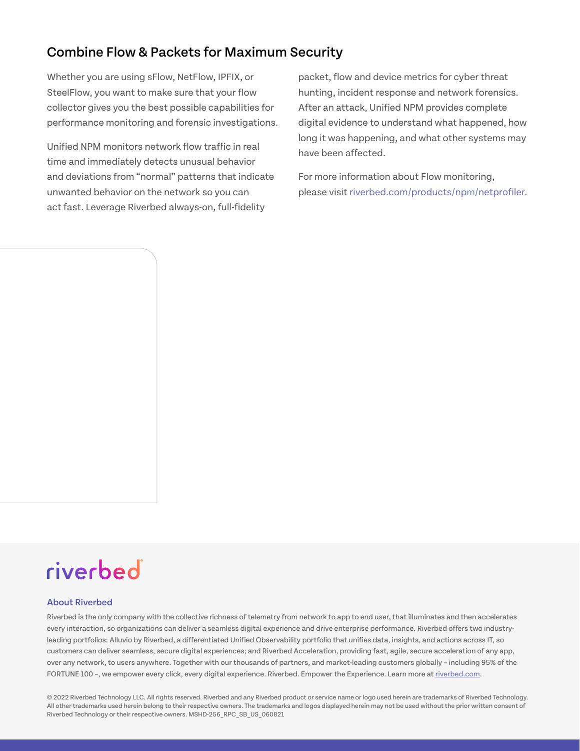## Combine Flow & Packets for Maximum Security

Whether you are using sFlow, NetFlow, IPFIX, or SteelFlow, you want to make sure that your flow collector gives you the best possible capabilities for performance monitoring and forensic investigations.

Unified NPM monitors network flow traffic in real time and immediately detects unusual behavior and deviations from "normal" patterns that indicate unwanted behavior on the network so you can act fast. Leverage Riverbed always-on, full-fidelity packet, flow and device metrics for cyber threat hunting, incident response and network forensics. After an attack, Unified NPM provides complete digital evidence to understand what happened, how long it was happening, and what other systems may have been affected.

For more information about Flow monitoring, please visit [riverbed.com/products/npm/netprofiler](riverbed.com/products/npm/netprofiler).

riverbed

### About Riverbed

Riverbed is the only company with the collective richness of telemetry from network to app to end user, that illuminates and then accelerates every interaction, so organizations can deliver a seamless digital experience and drive enterprise performance. Riverbed offers two industry-leading portfolios: Alluvio by Riverbed, a differentiated Unified Observability portfolio that unifies data, insights, and actions across IT, so customers can deliver seamless, secure digital experiences; and Riverbed Acceleration, providing fast, agile, secure acceleration of any app, over any network, to users anywhere. Together with our thousands of partners, and market-leading customers globally – including 95% of the FORTUNE 100 –, we empower every click, every digital experience. Riverbed. Empower the Experience. Learn more at [riverbed.com](riverbed.com).

© 2022 Riverbed Technology LLC. All rights reserved. Riverbed and any Riverbed product or service name or logo used herein are trademarks of Riverbed Technology. All other trademarks used herein belong to their respective owners. The trademarks and logos displayed herein may not be used without the prior written consent of Riverbed Technology or their respective owners. MSHD-256_RPC_SB_US_060821